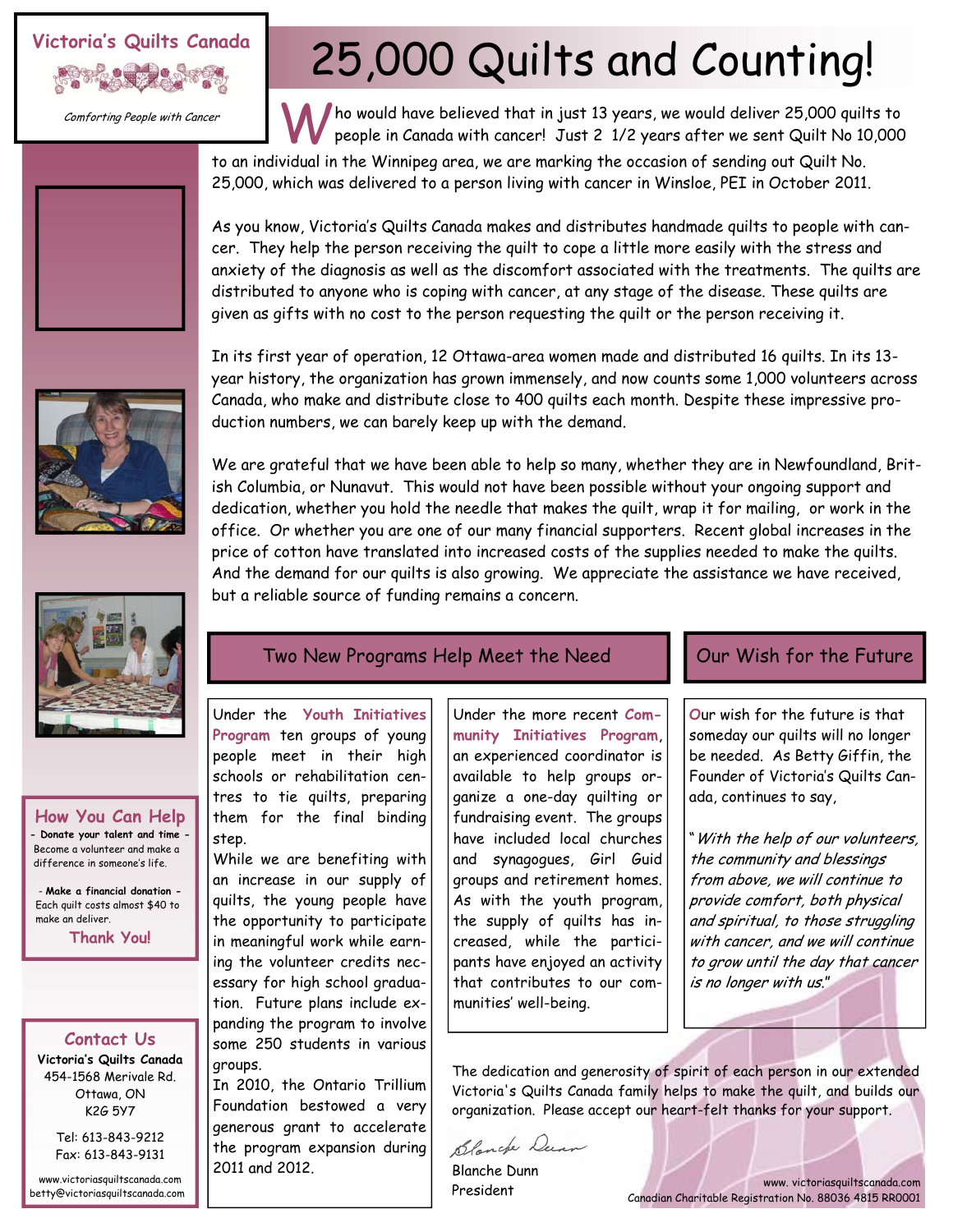# 25,000 Quilts and Counting!

**Victoria's Quilts Canada**

*Comforting People with Cancer*

Who would have believed that in just 13 years, we would deliver 25,000 quilts to people in Canada with cancer! Just 2 1/2 years after we sent Quilt No 10,000 to an individual in the Winnipeg area, we are marking the occasion of sending out Quilt No. 25,000, which was delivered to a person living with cancer in Winsloe, PEI in October 2011.

As you know, Victoria's Quilts Canada makes and distributes handmade quilts to people with cancer. They help the person receiving the quilt to cope a little more easily with the stress and anxiety of the diagnosis as well as the discomfort associated with the treatments. The quilts are distributed to anyone who is coping with cancer, at any stage of the disease. These quilts are given as gifts with no cost to the person requesting the quilt or the person receiving it.

In its first year of operation, 12 Ottawa-area women made and distributed 16 quilts. In its 13-year history, the organization has grown immensely, and now counts some 1,000 volunteers across Canada, who make and distribute close to 400 quilts each month. Despite these impressive production numbers, we can barely keep up with the demand.

We are grateful that we have been able to help so many, whether they are in Newfoundland, British Columbia, or Nunavut. This would not have been possible without your ongoing support and dedication, whether you hold the needle that makes the quilt, wrap it for mailing, or work in the office. Or whether you are one of our many financial supporters. Recent global increases in the price of cotton have translated into increased costs of the supplies needed to make the quilts. And the demand for our quilts is also growing. We appreciate the assistance we have received, but a reliable source of funding remains a concern.

## Two New Programs Help Meet the Need

Under the **Youth Initiatives Program** ten groups of young people meet in their high schools or rehabilitation centres to tie quilts, preparing them for the final binding step.

While we are benefiting with an increase in our supply of quilts, the young people have the opportunity to participate in meaningful work while earning the volunteer credits necessary for high school graduation. Future plans include expanding the program to involve some 250 students in various groups.

In 2010, the Ontario Trillium Foundation bestowed a very generous grant to accelerate the program expansion during 2011 and 2012.

Under the more recent **Community Initiatives Program**, an experienced coordinator is available to help groups organize a one-day quilting or fundraising event. The groups have included local churches and synagogues, Girl Guid groups and retirement homes. As with the youth program, the supply of quilts has increased, while the participants have enjoyed an activity that contributes to our communities' well-being.

## Our Wish for the Future

Our wish for the future is that someday our quilts will no longer be needed. As Betty Giffin, the Founder of Victoria's Quilts Canada, continues to say,

"*With the help of our volunteers, the community and blessings from above, we will continue to provide comfort, both physical and spiritual, to those struggling with cancer, and we will continue to grow until the day that cancer is no longer with us.*"

The dedication and generosity of spirit of each person in our extended Victoria's Quilts Canada family helps to make the quilt, and builds our organization. Please accept our heart-felt thanks for your support.

Blanche Dunn
President

## How You Can Help

**- Donate your talent and time -**
Become a volunteer and make a difference in someone's life.

**- Make a financial donation -**
Each quilt costs almost $40 to make an deliver.

**Thank You!**

## Contact Us

**Victoria's Quilts Canada**
454-1568 Merivale Rd.
Ottawa, ON
K2G 5Y7

Tel: 613-843-9212
Fax: 613-843-9131

www.victoriasquiltscanada.com
betty@victoriasquiltscanada.com

www. victoriasquiltscanada.com
Canadian Charitable Registration No. 88036 4815 RR0001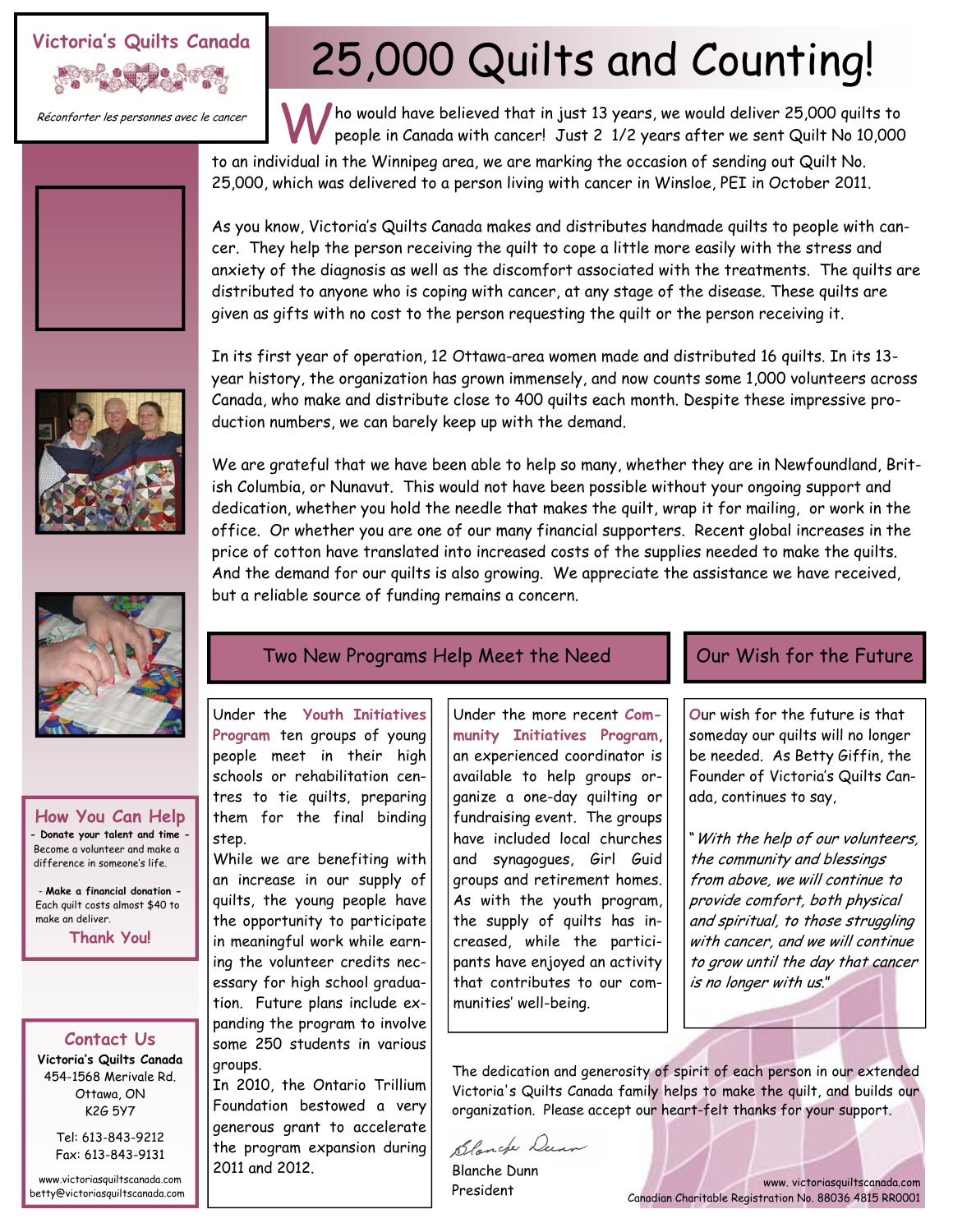**Victoria's Quilts Canada**

*Réconforter les personnes avec le cancer*

# 25,000 Quilts and Counting!

Who would have believed that in just 13 years, we would deliver 25,000 quilts to people in Canada with cancer! Just 2 1/2 years after we sent Quilt No 10,000 to an individual in the Winnipeg area, we are marking the occasion of sending out Quilt No. 25,000, which was delivered to a person living with cancer in Winsloe, PEI in October 2011.

As you know, Victoria's Quilts Canada makes and distributes handmade quilts to people with cancer. They help the person receiving the quilt to cope a little more easily with the stress and anxiety of the diagnosis as well as the discomfort associated with the treatments. The quilts are distributed to anyone who is coping with cancer, at any stage of the disease. These quilts are given as gifts with no cost to the person requesting the quilt or the person receiving it.

In its first year of operation, 12 Ottawa-area women made and distributed 16 quilts. In its 13-year history, the organization has grown immensely, and now counts some 1,000 volunteers across Canada, who make and distribute close to 400 quilts each month. Despite these impressive production numbers, we can barely keep up with the demand.

We are grateful that we have been able to help so many, whether they are in Newfoundland, British Columbia, or Nunavut. This would not have been possible without your ongoing support and dedication, whether you hold the needle that makes the quilt, wrap it for mailing, or work in the office. Or whether you are one of our many financial supporters. Recent global increases in the price of cotton have translated into increased costs of the supplies needed to make the quilts. And the demand for our quilts is also growing. We appreciate the assistance we have received, but a reliable source of funding remains a concern.

## Two New Programs Help Meet the Need

Under the **Youth Initiatives Program** ten groups of young people meet in their high schools or rehabilitation centres to tie quilts, preparing them for the final binding step.

While we are benefiting with an increase in our supply of quilts, the young people have the opportunity to participate in meaningful work while earning the volunteer credits necessary for high school graduation. Future plans include expanding the program to involve some 250 students in various groups.

In 2010, the Ontario Trillium Foundation bestowed a very generous grant to accelerate the program expansion during 2011 and 2012.

Under the more recent **Community Initiatives Program**, an experienced coordinator is available to help groups organize a one-day quilting or fundraising event. The groups have included local churches and synagogues, Girl Guid groups and retirement homes. As with the youth program, the supply of quilts has increased, while the participants have enjoyed an activity that contributes to our communities' well-being.

## Our Wish for the Future

Our wish for the future is that someday our quilts will no longer be needed. As Betty Giffin, the Founder of Victoria's Quilts Canada, continues to say,

"*With the help of our volunteers, the community and blessings from above, we will continue to provide comfort, both physical and spiritual, to those struggling with cancer, and we will continue to grow until the day that cancer is no longer with us.*"

The dedication and generosity of spirit of each person in our extended Victoria's Quilts Canada family helps to make the quilt, and builds our organization. Please accept our heart-felt thanks for your support.

Blanche Dunn
President

## How You Can Help

**- Donate your talent and time -**
Become a volunteer and make a difference in someone's life.

**- Make a financial donation -**
Each quilt costs almost $40 to make an deliver.

**Thank You!**

## Contact Us

**Victoria's Quilts Canada**
454-1568 Merivale Rd.
Ottawa, ON
K2G 5Y7

Tel: 613-843-9212
Fax: 613-843-9131

www.victoriasquiltscanada.com
betty@victoriasquiltscanada.com

www. victoriasquiltscanada.com
Canadian Charitable Registration No. 88036 4815 RR0001